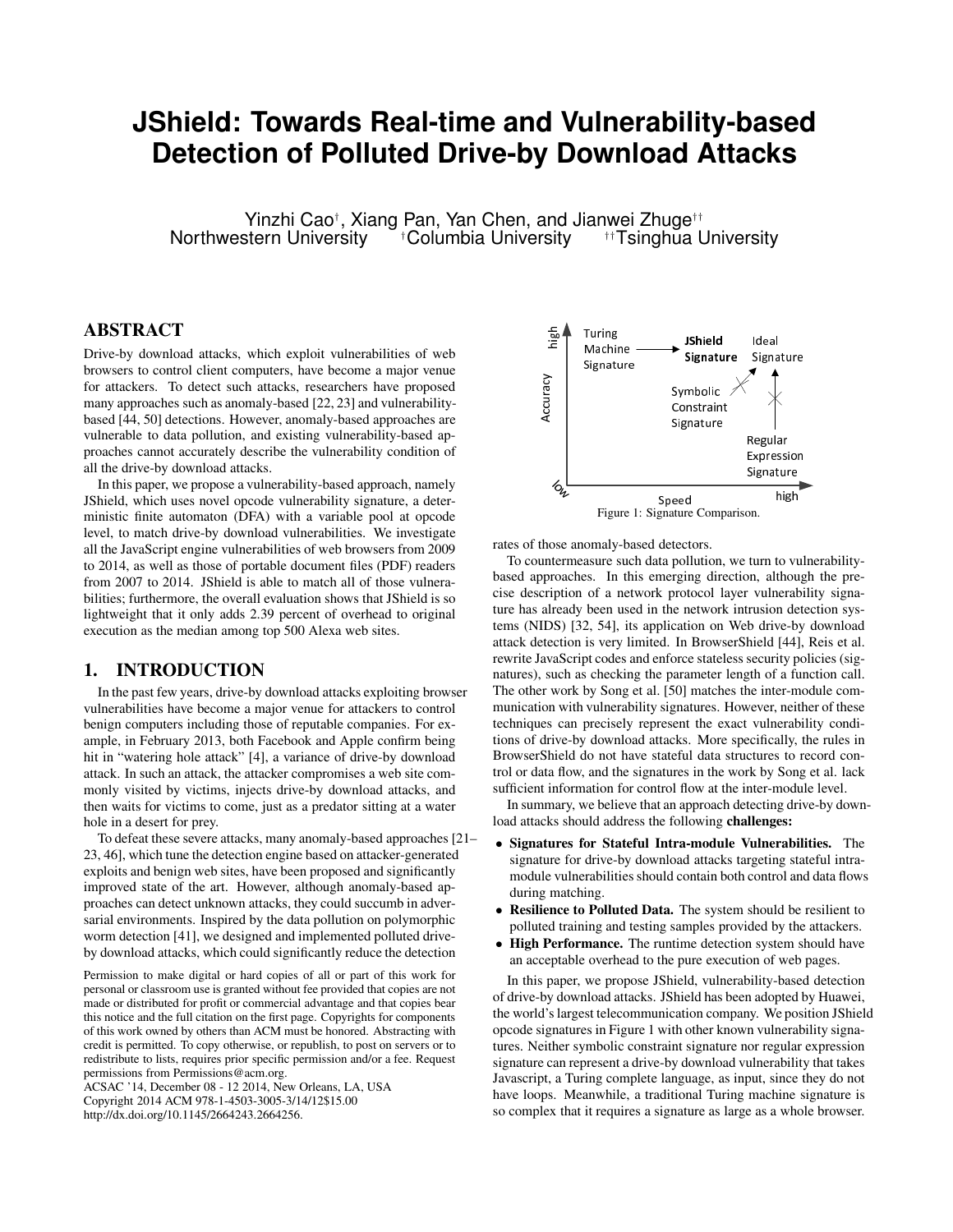# JShield: Towards Real-time and Vulnerability-based Detection of Polluted Drive-by Download Attacks

Yinzhi Cao[†], Xiang Pan, Yan Chen, and Jianwei Zhuge[††]
Northwestern University [†]Columbia University [††]Tsinghua University

## ABSTRACT

Drive-by download attacks, which exploit vulnerabilities of web browsers to control client computers, have become a major venue for attackers. To detect such attacks, researchers have proposed many approaches such as anomaly-based [22, 23] and vulnerability-based [44, 50] detections. However, anomaly-based approaches are vulnerable to data pollution, and existing vulnerability-based approaches cannot accurately describe the vulnerability condition of all the drive-by download attacks.

In this paper, we propose a vulnerability-based approach, namely JShield, which uses novel opcode vulnerability signature, a deterministic finite automaton (DFA) with a variable pool at opcode level, to match drive-by download vulnerabilities. We investigate all the JavaScript engine vulnerabilities of web browsers from 2009 to 2014, as well as those of portable document files (PDF) readers from 2007 to 2014. JShield is able to match all of those vulnerabilities; furthermore, the overall evaluation shows that JShield is so lightweight that it only adds 2.39 percent of overhead to original execution as the median among top 500 Alexa web sites.

## 1. INTRODUCTION

In the past few years, drive-by download attacks exploiting browser vulnerabilities have become a major venue for attackers to control benign computers including those of reputable companies. For example, in February 2013, both Facebook and Apple confirm being hit in "watering hole attack" [4], a variance of drive-by download attack. In such an attack, the attacker compromises a web site commonly visited by victims, injects drive-by download attacks, and then waits for victims to come, just as a predator sitting at a water hole in a desert for prey.

To defeat these severe attacks, many anomaly-based approaches [21–23, 46], which tune the detection engine based on attacker-generated exploits and benign web sites, have been proposed and significantly improved state of the art. However, although anomaly-based approaches can detect unknown attacks, they could succumb in adversarial environments. Inspired by the data pollution on polymorphic worm detection [41], we designed and implemented polluted drive-by download attacks, which could significantly reduce the detection rates of those anomaly-based detectors.

Permission to make digital or hard copies of all or part of this work for personal or classroom use is granted without fee provided that copies are not made or distributed for profit or commercial advantage and that copies bear this notice and the full citation on the first page. Copyrights for components of this work owned by others than ACM must be honored. Abstracting with credit is permitted. To copy otherwise, or republish, to post on servers or to redistribute to lists, requires prior specific permission and/or a fee. Request permissions from Permissions@acm.org.
ACSAC '14, December 08 - 12 2014, New Orleans, LA, USA
Copyright 2014 ACM 978-1-4503-3005-3/14/12$15.00
http://dx.doi.org/10.1145/2664243.2664256.

Figure 1: Signature Comparison.

To countermeasure such data pollution, we turn to vulnerability-based approaches. In this emerging direction, although the precise description of a network protocol layer vulnerability signature has already been used in the network intrusion detection systems (NIDS) [32, 54], its application on Web drive-by download attack detection is very limited. In BrowserShield [44], Reis et al. rewrite JavaScript codes and enforce stateless security policies (signatures), such as checking the parameter length of a function call. The other work by Song et al. [50] matches the inter-module communication with vulnerability signatures. However, neither of these techniques can precisely represent the exact vulnerability conditions of drive-by download attacks. More specifically, the rules in BrowserShield do not have stateful data structures to record control or data flow, and the signatures in the work by Song et al. lack sufficient information for control flow at the inter-module level.

In summary, we believe that an approach detecting drive-by download attacks should address the following **challenges:**

- **Signatures for Stateful Intra-module Vulnerabilities.** The signature for drive-by download attacks targeting stateful intra-module vulnerabilities should contain both control and data flows during matching.
- **Resilience to Polluted Data.** The system should be resilient to polluted training and testing samples provided by the attackers.
- **High Performance.** The runtime detection system should have an acceptable overhead to the pure execution of web pages.

In this paper, we propose JShield, vulnerability-based detection of drive-by download attacks. JShield has been adopted by Huawei, the world's largest telecommunication company. We position JShield opcode signatures in Figure 1 with other known vulnerability signatures. Neither symbolic constraint signature nor regular expression signature can represent a drive-by download vulnerability that takes Javascript, a Turing complete language, as input, since they do not have loops. Meanwhile, a traditional Turing machine signature is so complex that it requires a signature as large as a whole browser.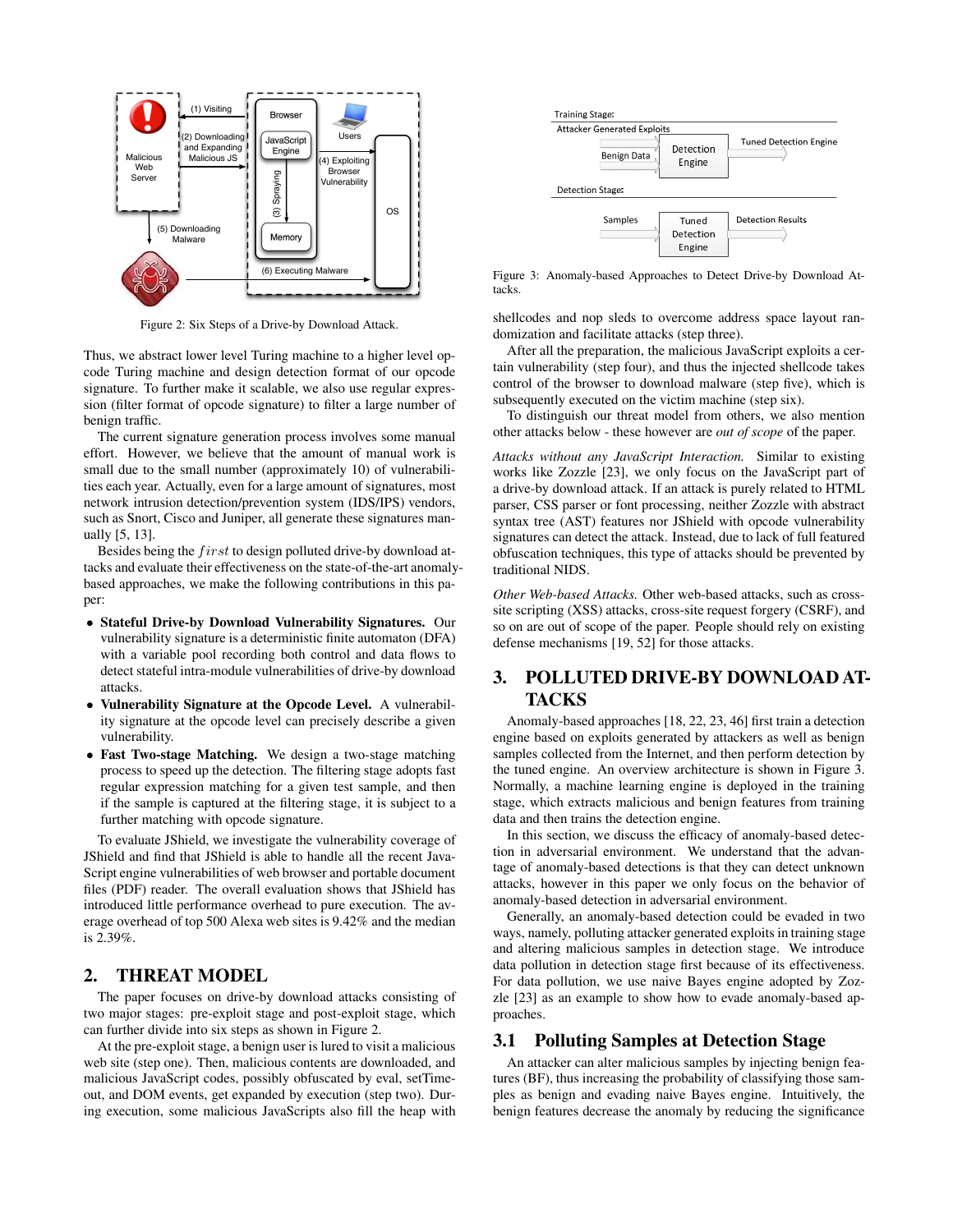(1) Visiting

(2) Downloading and Expanding Malicious JS

Malicious Web Server

Browser

JavaScript Engine

Users

(4) Exploiting Browser Vulnerability

(3) Spraying

OS

Memory

(5) Downloading Malware

(6) Executing Malware

Figure 2: Six Steps of a Drive-by Download Attack.

Thus, we abstract lower level Turing machine to a higher level opcode Turing machine and design detection format of our opcode signature. To further make it scalable, we also use regular expression (filter format of opcode signature) to filter a large number of benign traffic.

The current signature generation process involves some manual effort. However, we believe that the amount of manual work is small due to the small number (approximately 10) of vulnerabilities each year. Actually, even for a large amount of signatures, most network intrusion detection/prevention system (IDS/IPS) vendors, such as Snort, Cisco and Juniper, all generate these signatures manually [5, 13].

Besides being the *first* to design polluted drive-by download attacks and evaluate their effectiveness on the state-of-the-art anomaly-based approaches, we make the following contributions in this paper:

- **Stateful Drive-by Download Vulnerability Signatures.** Our vulnerability signature is a deterministic finite automaton (DFA) with a variable pool recording both control and data flows to detect stateful intra-module vulnerabilities of drive-by download attacks.
- **Vulnerability Signature at the Opcode Level.** A vulnerability signature at the opcode level can precisely describe a given vulnerability.
- **Fast Two-stage Matching.** We design a two-stage matching process to speed up the detection. The filtering stage adopts fast regular expression matching for a given test sample, and then if the sample is captured at the filtering stage, it is subject to a further matching with opcode signature.

To evaluate JShield, we investigate the vulnerability coverage of JShield and find that JShield is able to handle all the recent JavaScript engine vulnerabilities of web browser and portable document files (PDF) reader. The overall evaluation shows that JShield has introduced little performance overhead to pure execution. The average overhead of top 500 Alexa web sites is 9.42% and the median is 2.39%.

## 2. THREAT MODEL

The paper focuses on drive-by download attacks consisting of two major stages: pre-exploit stage and post-exploit stage, which can further divide into six steps as shown in Figure 2.

At the pre-exploit stage, a benign user is lured to visit a malicious web site (step one). Then, malicious contents are downloaded, and malicious JavaScript codes, possibly obfuscated by eval, setTimeout, and DOM events, get expanded by execution (step two). During execution, some malicious JavaScripts also fill the heap with shellcodes and nop sleds to overcome address space layout randomization and facilitate attacks (step three).

After all the preparation, the malicious JavaScript exploits a certain vulnerability (step four), and thus the injected shellcode takes control of the browser to download malware (step five), which is subsequently executed on the victim machine (step six).

To distinguish our threat model from others, we also mention other attacks below - these however are *out of scope* of the paper.

*Attacks without any JavaScript Interaction.* Similar to existing works like Zozzle [23], we only focus on the JavaScript part of a drive-by download attack. If an attack is purely related to HTML parser, CSS parser or font processing, neither Zozzle with abstract syntax tree (AST) features nor JShield with opcode vulnerability signatures can detect the attack. Instead, due to lack of full featured obfuscation techniques, this type of attacks should be prevented by traditional NIDS.

*Other Web-based Attacks.* Other web-based attacks, such as cross-site scripting (XSS) attacks, cross-site request forgery (CSRF), and so on are out of scope of the paper. People should rely on existing defense mechanisms [19, 52] for those attacks.

Training Stage:

Attacker Generated Exploits

Benign Data

Detection Engine

Tuned Detection Engine

Detection Stage:

Samples

Tuned Detection Engine

Detection Results

Figure 3: Anomaly-based Approaches to Detect Drive-by Download Attacks.

## 3. POLLUTED DRIVE-BY DOWNLOAD ATTACKS

Anomaly-based approaches [18, 22, 23, 46] first train a detection engine based on exploits generated by attackers as well as benign samples collected from the Internet, and then perform detection by the tuned engine. An overview architecture is shown in Figure 3. Normally, a machine learning engine is deployed in the training stage, which extracts malicious and benign features from training data and then trains the detection engine.

In this section, we discuss the efficacy of anomaly-based detection in adversarial environment. We understand that the advantage of anomaly-based detections is that they can detect unknown attacks, however in this paper we only focus on the behavior of anomaly-based detection in adversarial environment.

Generally, an anomaly-based detection could be evaded in two ways, namely, polluting attacker generated exploits in training stage and altering malicious samples in detection stage. We introduce data pollution in detection stage first because of its effectiveness. For data pollution, we use naive Bayes engine adopted by Zozzle [23] as an example to show how to evade anomaly-based approaches.

### 3.1 Polluting Samples at Detection Stage

An attacker can alter malicious samples by injecting benign features (BF), thus increasing the probability of classifying those samples as benign and evading naive Bayes engine. Intuitively, the benign features decrease the anomaly by reducing the significance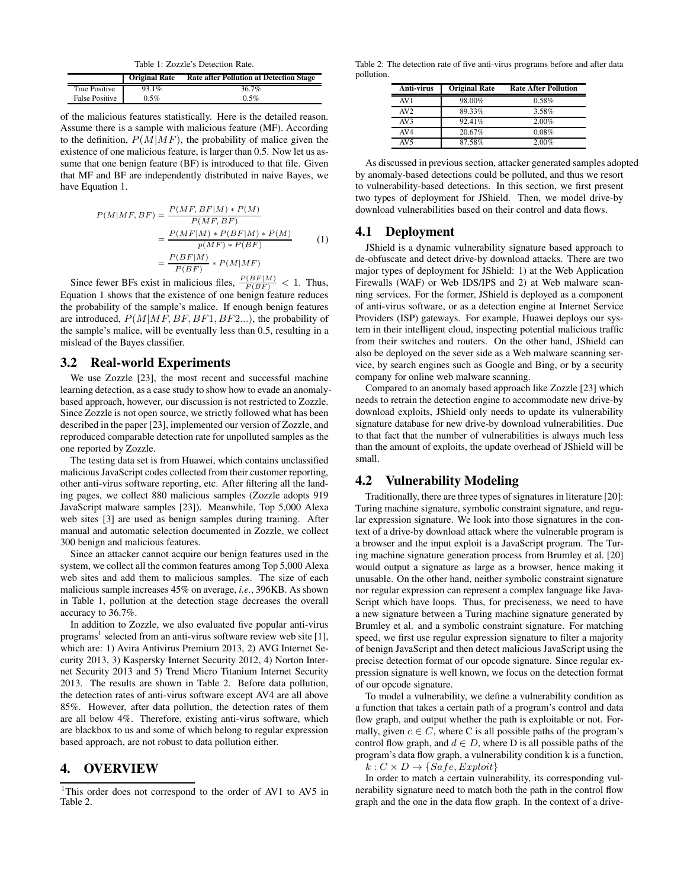Table 1: Zozzle's Detection Rate.

| | Original Rate | Rate after Pollution at Detection Stage |
|---|---|---|
| True Positive | 93.1% | 36.7% |
| False Positive | 0.5% | 0.5% |

of the malicious features statistically. Here is the detailed reason. Assume there is a sample with malicious feature (MF). According to the definition, $P(M|MF)$, the probability of malice given the existence of one malicious feature, is larger than 0.5. Now let us assume that one benign feature (BF) is introduced to that file. Given that MF and BF are independently distributed in naive Bayes, we have Equation 1.

$$
\begin{aligned}
P(M|MF, BF) &= \frac{P(MF, BF|M) * P(M)}{P(MF, BF)} \\
&= \frac{P(MF|M) * P(BF|M) * P(M)}{p(MF) * P(BF)} \\
&= \frac{P(BF|M)}{P(BF)} * P(M|MF)
\end{aligned}
\tag{1}
$$

Since fewer BFs exist in malicious files, $\frac{P(BF|M)}{P(BF)} < 1$. Thus, Equation 1 shows that the existence of one benign feature reduces the probability of the sample's malice. If enough benign features are introduced, $P(M|MF, BF, BF1, BF2...)$, the probability of the sample's malice, will be eventually less than 0.5, resulting in a mislead of the Bayes classifier.

## 3.2 Real-world Experiments

We use Zozzle [23], the most recent and successful machine learning detection, as a case study to show how to evade an anomaly-based approach, however, our discussion is not restricted to Zozzle. Since Zozzle is not open source, we strictly followed what has been described in the paper [23], implemented our version of Zozzle, and reproduced comparable detection rate for unpolluted samples as the one reported by Zozzle.

The testing data set is from Huawei, which contains unclassified malicious JavaScript codes collected from their customer reporting, other anti-virus software reporting, etc. After filtering all the landing pages, we collect 880 malicious samples (Zozzle adopts 919 JavaScript malware samples [23]). Meanwhile, Top 5,000 Alexa web sites [3] are used as benign samples during training. After manual and automatic selection documented in Zozzle, we collect 300 benign and malicious features.

Since an attacker cannot acquire our benign features used in the system, we collect all the common features among Top 5,000 Alexa web sites and add them to malicious samples. The size of each malicious sample increases 45% on average, *i.e.*, 396KB. As shown in Table 1, pollution at the detection stage decreases the overall accuracy to 36.7%.

In addition to Zozzle, we also evaluated five popular anti-virus programs[1] selected from an anti-virus software review web site [1], which are: 1) Avira Antivirus Premium 2013, 2) AVG Internet Security 2013, 3) Kaspersky Internet Security 2012, 4) Norton Internet Security 2013 and 5) Trend Micro Titanium Internet Security 2013. The results are shown in Table 2. Before data pollution, the detection rates of anti-virus software except AV4 are all above 85%. However, after data pollution, the detection rates of them are all below 4%. Therefore, existing anti-virus software, which are blackbox to us and some of which belong to regular expression based approach, are not robust to data pollution either.

# 4. OVERVIEW

[1]This order does not correspond to the order of AV1 to AV5 in Table 2.

Table 2: The detection rate of five anti-virus programs before and after data pollution.

| Anti-virus | Original Rate | Rate After Pollution |
|---|---|---|
| AV1 | 98.00% | 0.58% |
| AV2 | 89.33% | 3.58% |
| AV3 | 92.41% | 2.00% |
| AV4 | 20.67% | 0.08% |
| AV5 | 87.58% | 2.00% |

As discussed in previous section, attacker generated samples adopted by anomaly-based detections could be polluted, and thus we resort to vulnerability-based detections. In this section, we first present two types of deployment for JShield. Then, we model drive-by download vulnerabilities based on their control and data flows.

## 4.1 Deployment

JShield is a dynamic vulnerability signature based approach to de-obfuscate and detect drive-by download attacks. There are two major types of deployment for JShield: 1) at the Web Application Firewalls (WAF) or Web IDS/IPS and 2) at Web malware scanning services. For the former, JShield is deployed as a component of anti-virus software, or as a detection engine at Internet Service Providers (ISP) gateways. For example, Huawei deploys our system in their intelligent cloud, inspecting potential malicious traffic from their switches and routers. On the other hand, JShield can also be deployed on the sever side as a Web malware scanning service, by search engines such as Google and Bing, or by a security company for online web malware scanning.

Compared to an anomaly based approach like Zozzle [23] which needs to retrain the detection engine to accommodate new drive-by download exploits, JShield only needs to update its vulnerability signature database for new drive-by download vulnerabilities. Due to that fact that the number of vulnerabilities is always much less than the amount of exploits, the update overhead of JShield will be small.

## 4.2 Vulnerability Modeling

Traditionally, there are three types of signatures in literature [20]: Turing machine signature, symbolic constraint signature, and regular expression signature. We look into those signatures in the context of a drive-by download attack where the vulnerable program is a browser and the input exploit is a JavaScript program. The Turing machine signature generation process from Brumley et al. [20] would output a signature as large as a browser, hence making it unusable. On the other hand, neither symbolic constraint signature nor regular expression can represent a complex language like JavaScript which have loops. Thus, for preciseness, we need to have a new signature between a Turing machine signature generated by Brumley et al. and a symbolic constraint signature. For matching speed, we first use regular expression signature to filter a majority of benign JavaScript and then detect malicious JavaScript using the precise detection format of our opcode signature. Since regular expression signature is well known, we focus on the detection format of our opcode signature.

To model a vulnerability, we define a vulnerability condition as a function that takes a certain path of a program's control and data flow graph, and output whether the path is exploitable or not. Formally, given $c \in C$, where C is all possible paths of the program's control flow graph, and $d \in D$, where D is all possible paths of the program's data flow graph, a vulnerability condition k is a function, $k : C \times D \rightarrow \{Safe, Exploit\}$

In order to match a certain vulnerability, its corresponding vulnerability signature need to match both the path in the control flow graph and the one in the data flow graph. In the context of a drive-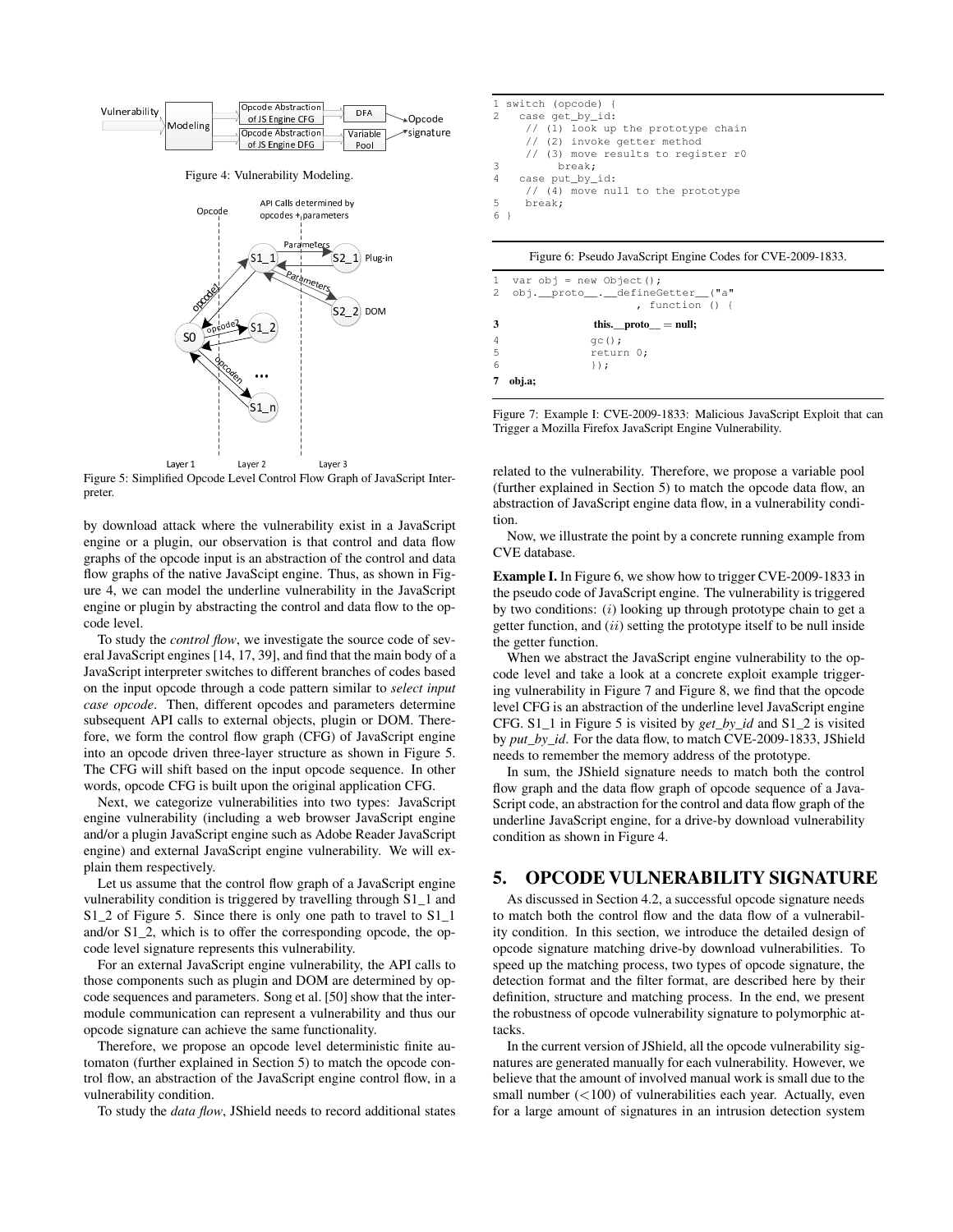Figure 4: Vulnerability Modeling.

Figure 5: Simplified Opcode Level Control Flow Graph of JavaScript Interpreter.

by download attack where the vulnerability exist in a JavaScript engine or a plugin, our observation is that control and data flow graphs of the opcode input is an abstraction of the control and data flow graphs of the native JavaScript engine. Thus, as shown in Figure 4, we can model the underline vulnerability in the JavaScript engine or plugin by abstracting the control and data flow to the opcode level.

To study the *control flow*, we investigate the source code of several JavaScript engines [14, 17, 39], and find that the main body of a JavaScript interpreter switches to different branches of codes based on the input opcode through a code pattern similar to *select input case opcode*. Then, different opcodes and parameters determine subsequent API calls to external objects, plugin or DOM. Therefore, we form the control flow graph (CFG) of JavaScript engine into an opcode driven three-layer structure as shown in Figure 5. The CFG will shift based on the input opcode sequence. In other words, opcode CFG is built upon the original application CFG.

Next, we categorize vulnerabilities into two types: JavaScript engine vulnerability (including a web browser JavaScript engine and/or a plugin JavaScript engine such as Adobe Reader JavaScript engine) and external JavaScript engine vulnerability. We will explain them respectively.

Let us assume that the control flow graph of a JavaScript engine vulnerability condition is triggered by travelling through S1_1 and S1_2 of Figure 5. Since there is only one path to travel to S1_1 and/or S1_2, which is to offer the corresponding opcode, the opcode level signature represents this vulnerability.

For an external JavaScript engine vulnerability, the API calls to those components such as plugin and DOM are determined by opcode sequences and parameters. Song et al. [50] show that the inter-module communication can represent a vulnerability and thus our opcode signature can achieve the same functionality.

Therefore, we propose an opcode level deterministic finite automaton (further explained in Section 5) to match the opcode control flow, an abstraction of the JavaScript engine control flow, in a vulnerability condition.

To study the *data flow*, JShield needs to record additional states related to the vulnerability. Therefore, we propose a variable pool (further explained in Section 5) to match the opcode data flow, an abstraction of JavaScript engine data flow, in a vulnerability condition.

Now, we illustrate the point by a concrete running example from CVE database.

```
1 switch (opcode) {
2   case get_by_id:
    // (1) look up the prototype chain
    // (2) invoke getter method
    // (3) move results to register r0
3       break;
4   case put_by_id:
    // (4) move null to the prototype
5     break;
6 }
```

Figure 6: Pseudo JavaScript Engine Codes for CVE-2009-1833.

```
1  var obj = new Object();
2  obj.__proto__.__defineGetter__("a"
                 , function () {
3                this.__proto__ = null;
4                gc();
5                return 0;
6                });
7  obj.a;
```

Figure 7: Example I: CVE-2009-1833: Malicious JavaScript Exploit that can Trigger a Mozilla Firefox JavaScript Engine Vulnerability.

**Example I.** In Figure 6, we show how to trigger CVE-2009-1833 in the pseudo code of JavaScript engine. The vulnerability is triggered by two conditions: (*i*) looking up through prototype chain to get a getter function, and (*ii*) setting the prototype itself to be null inside the getter function.

When we abstract the JavaScript engine vulnerability to the opcode level and take a look at a concrete exploit example triggering vulnerability in Figure 7 and Figure 8, we find that the opcode level CFG is an abstraction of the underline level JavaScript engine CFG. S1_1 in Figure 5 is visited by *get_by_id* and S1_2 is visited by *put_by_id*. For the data flow, to match CVE-2009-1833, JShield needs to remember the memory address of the prototype.

In sum, the JShield signature needs to match both the control flow graph and the data flow graph of opcode sequence of a JavaScript code, an abstraction for the control and data flow graph of the underline JavaScript engine, for a drive-by download vulnerability condition as shown in Figure 4.

## 5. OPCODE VULNERABILITY SIGNATURE

As discussed in Section 4.2, a successful opcode signature needs to match both the control flow and the data flow of a vulnerability condition. In this section, we introduce the detailed design of opcode signature matching drive-by download vulnerabilities. To speed up the matching process, two types of opcode signature, the detection format and the filter format, are described here by their definition, structure and matching process. In the end, we present the robustness of opcode vulnerability signature to polymorphic attacks.

In the current version of JShield, all the opcode vulnerability signatures are generated manually for each vulnerability. However, we believe that the amount of involved manual work is small due to the small number ($<$100) of vulnerabilities each year. Actually, even for a large amount of signatures in an intrusion detection system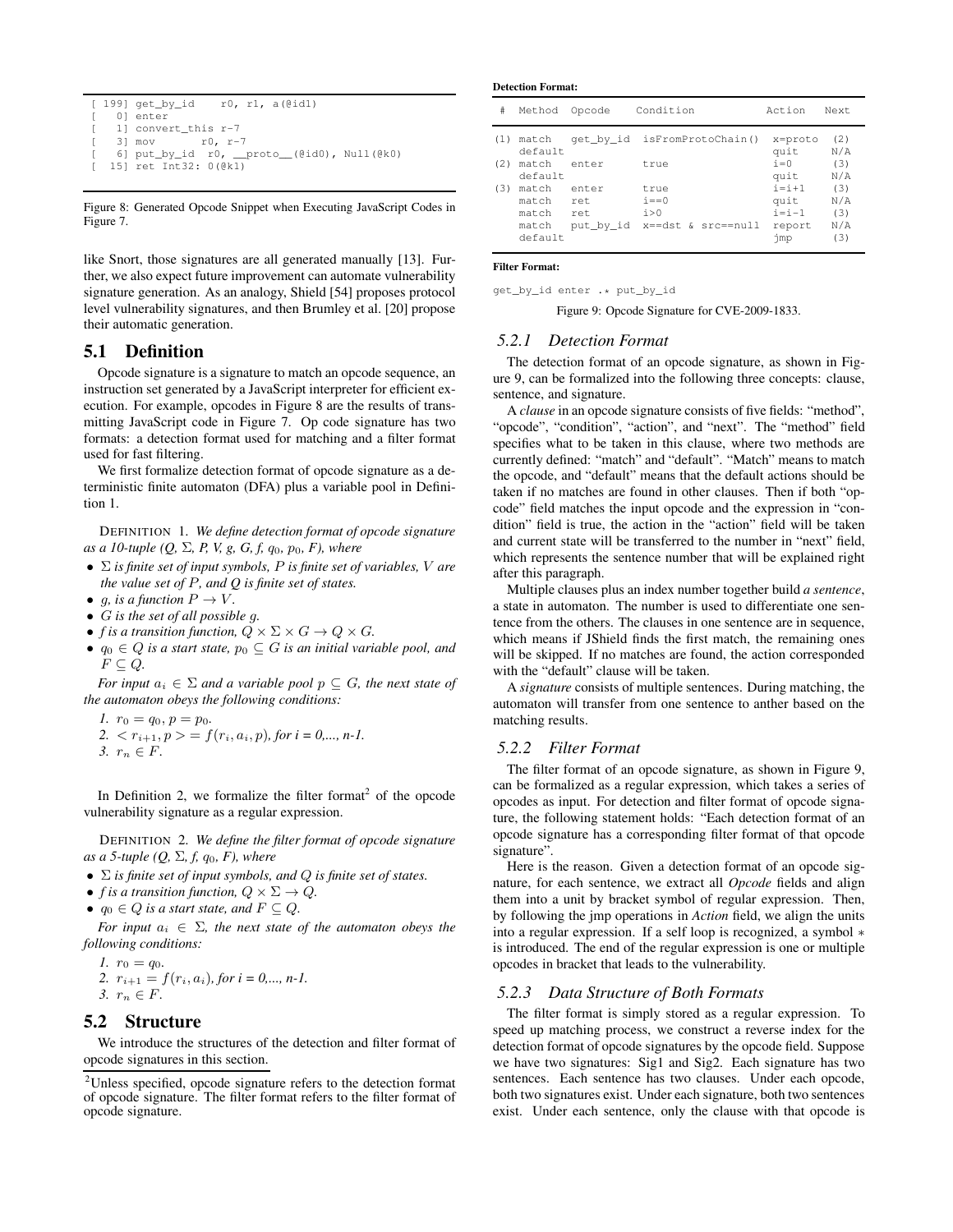```
[ 199] get_by_id     r0, r1, a(@id1)
[   0] enter
[   1] convert_this r-7
[   3] mov         r0, r-7
[   6] put_by_id  r0, __proto__(@id0), Null(@k0)
[  15] ret Int32: 0(@k1)
```

Figure 8: Generated Opcode Snippet when Executing JavaScript Codes in Figure 7.

like Snort, those signatures are all generated manually [13]. Further, we also expect future improvement can automate vulnerability signature generation. As an analogy, Shield [54] proposes protocol level vulnerability signatures, and then Brumley et al. [20] propose their automatic generation.

## 5.1 Definition

Opcode signature is a signature to match an opcode sequence, an instruction set generated by a JavaScript interpreter for efficient execution. For example, opcodes in Figure 8 are the results of transmitting JavaScript code in Figure 7. Op code signature has two formats: a detection format used for matching and a filter format used for fast filtering.

We first formalize detection format of opcode signature as a deterministic finite automaton (DFA) plus a variable pool in Definition 1.

DEFINITION 1. *We define detection format of opcode signature as a 10-tuple (Q, $\Sigma$, P, V, g, G, f, $q_0$, $p_0$, F), where*

- *$\Sigma$ is finite set of input symbols, $P$ is finite set of variables, $V$ are the value set of $P$, and Q is finite set of states.*
- *g, is a function $P \rightarrow V$.*
- *$G$ is the set of all possible $g$.*
- *f is a transition function, $Q \times \Sigma \times G \rightarrow Q \times G$.*
- *$q_0 \in Q$ is a start state, $p_0 \subseteq G$ is an initial variable pool, and $F \subseteq Q$.*

*For input $a_i \in \Sigma$ and a variable pool $p \subseteq G$, the next state of the automaton obeys the following conditions:*

*1. $r_0 = q_0$, $p = p_0$.*
*2. $< r_{i+1}, p >= f(r_i, a_i, p)$, for i = 0,..., n-1.*
*3. $r_n \in F$.*

In Definition 2, we formalize the filter format[2] of the opcode vulnerability signature as a regular expression.

DEFINITION 2. *We define the filter format of opcode signature as a 5-tuple (Q, $\Sigma$, f, $q_0$, F), where*

- *$\Sigma$ is finite set of input symbols, and $Q$ is finite set of states.*
- *f is a transition function, $Q \times \Sigma \rightarrow Q$.*
- *$q_0 \in Q$ is a start state, and $F \subseteq Q$.*

*For input $a_i \in \Sigma$, the next state of the automaton obeys the following conditions:*

*1. $r_0 = q_0$.*
*2. $r_{i+1} = f(r_i, a_i)$, for i = 0,..., n-1.*
*3. $r_n \in F$.*

## 5.2 Structure

We introduce the structures of the detection and filter format of opcode signatures in this section.

[2]Unless specified, opcode signature refers to the detection format of opcode signature. The filter format refers to the filter format of opcode signature.

**Detection Format:**

| # | Method | Opcode | Condition | Action | Next |
|---|---|---|---|---|---|
| (1) | match | get_by_id | isFromProtoChain() | x=proto | (2) |
| | default | | | quit | N/A |
| (2) | match | enter | true | i=0 | (3) |
| | default | | | quit | N/A |
| (3) | match | enter | true | i=i+1 | (3) |
| | match | ret | i==0 | quit | N/A |
| | match | ret | i>0 | i=i-1 | (3) |
| | match | put_by_id | x==dst & src==null | report | N/A |
| | default | | | jmp | (3) |

**Filter Format:**

```
get_by_id enter .* put_by_id
```

Figure 9: Opcode Signature for CVE-2009-1833.

### 5.2.1 Detection Format

The detection format of an opcode signature, as shown in Figure 9, can be formalized into the following three concepts: clause, sentence, and signature.

A *clause* in an opcode signature consists of five fields: "method", "opcode", "condition", "action", and "next". The "method" field specifies what to be taken in this clause, where two methods are currently defined: "match" and "default". "Match" means to match the opcode, and "default" means that the default actions should be taken if no matches are found in other clauses. Then if both "opcode" field matches the input opcode and the expression in "condition" field is true, the action in the "action" field will be taken and current state will be transferred to the number in "next" field, which represents the sentence number that will be explained right after this paragraph.

Multiple clauses plus an index number together build *a sentence*, a state in automaton. The number is used to differentiate one sentence from the others. The clauses in one sentence are in sequence, which means if JShield finds the first match, the remaining ones will be skipped. If no matches are found, the action corresponded with the "default" clause will be taken.

A *signature* consists of multiple sentences. During matching, the automaton will transfer from one sentence to anther based on the matching results.

### 5.2.2 Filter Format

The filter format of an opcode signature, as shown in Figure 9, can be formalized as a regular expression, which takes a series of opcodes as input. For detection and filter format of opcode signature, the following statement holds: "Each detection format of an opcode signature has a corresponding filter format of that opcode signature".

Here is the reason. Given a detection format of an opcode signature, for each sentence, we extract all *Opcode* fields and align them into a unit by bracket symbol of regular expression. Then, by following the jmp operations in *Action* field, we align the units into a regular expression. If a self loop is recognized, a symbol $*$ is introduced. The end of the regular expression is one or multiple opcodes in bracket that leads to the vulnerability.

### 5.2.3 Data Structure of Both Formats

The filter format is simply stored as a regular expression. To speed up matching process, we construct a reverse index for the detection format of opcode signatures by the opcode field. Suppose we have two signatures: Sig1 and Sig2. Each signature has two sentences. Each sentence has two clauses. Under each opcode, both two signatures exist. Under each signature, both two sentences exist. Under each sentence, only the clause with that opcode is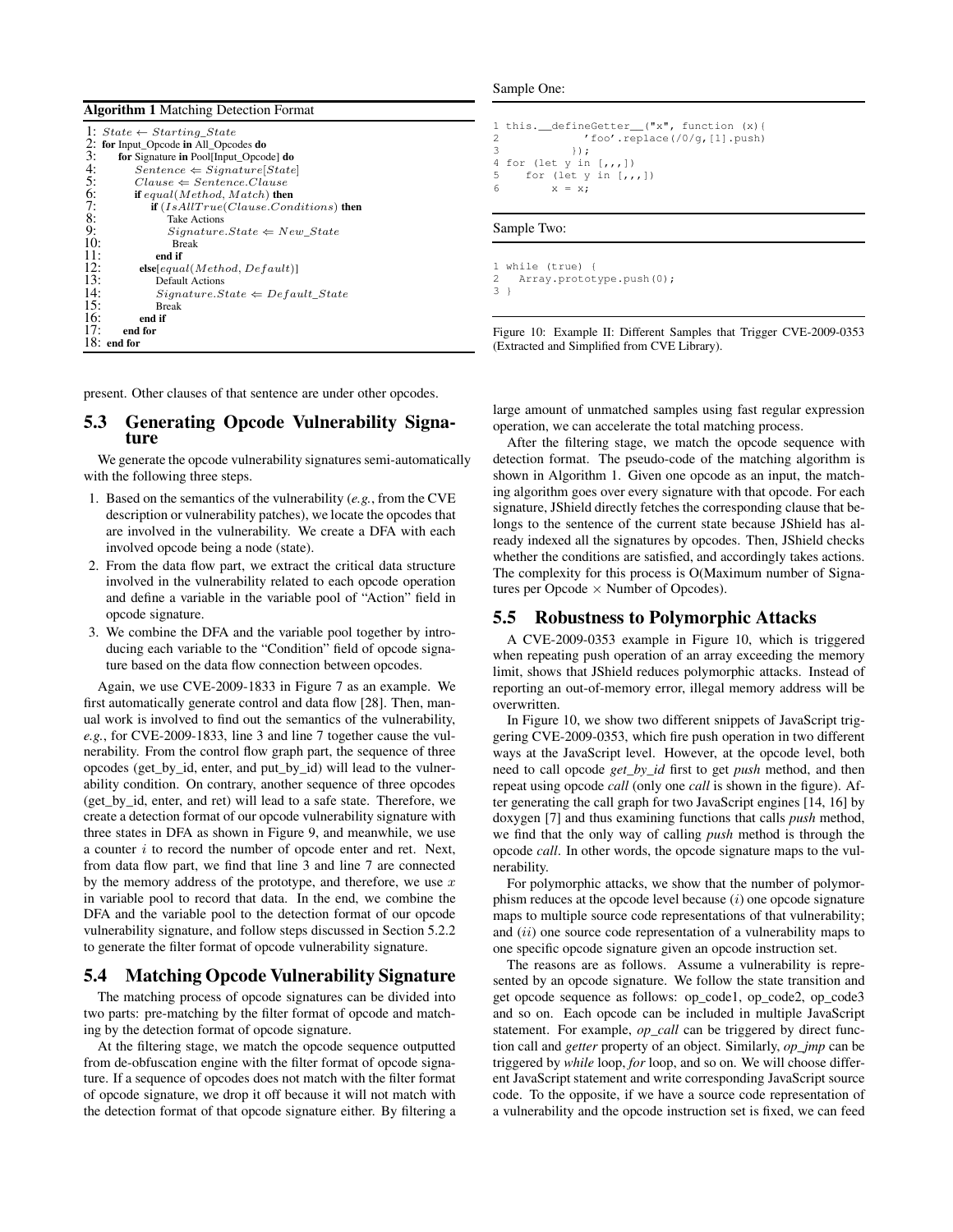**Algorithm 1** Matching Detection Format

```
1: State ← Starting_State
2: for Input_Opcode in All_Opcodes do
3:     for Signature in Pool[Input_Opcode] do
4:         Sentence ⇐ Signature[State]
5:         Clause ⇐ Sentence.Clause
6:         if equal(Method, Match) then
7:             if (IsAllTrue(Clause.Conditions) then
8:                 Take Actions
9:                 Signature.State ⇐ New_State
10:                Break
11:            end if
12:        else[equal(Method, Default)]
13:            Default Actions
14:            Signature.State ⇐ Default_State
15:            Break
16:        end if
17:    end for
18: end for
```

present. Other clauses of that sentence are under other opcodes.

## 5.3 Generating Opcode Vulnerability Signature

We generate the opcode vulnerability signatures semi-automatically with the following three steps.

1. Based on the semantics of the vulnerability (*e.g.*, from the CVE description or vulnerability patches), we locate the opcodes that are involved in the vulnerability. We create a DFA with each involved opcode being a node (state).
2. From the data flow part, we extract the critical data structure involved in the vulnerability related to each opcode operation and define a variable in the variable pool of "Action" field in opcode signature.
3. We combine the DFA and the variable pool together by introducing each variable to the "Condition" field of opcode signature based on the data flow connection between opcodes.

Again, we use CVE-2009-1833 in Figure 7 as an example. We first automatically generate control and data flow [28]. Then, manual work is involved to find out the semantics of the vulnerability, *e.g.*, for CVE-2009-1833, line 3 and line 7 together cause the vulnerability. From the control flow graph part, the sequence of three opcodes (get_by_id, enter, and put_by_id) will lead to the vulnerability condition. On contrary, another sequence of three opcodes (get_by_id, enter, and ret) will lead to a safe state. Therefore, we create a detection format of our opcode vulnerability signature with three states in DFA as shown in Figure 9, and meanwhile, we use a counter $i$ to record the number of opcode enter and ret. Next, from data flow part, we find that line 3 and line 7 are connected by the memory address of the prototype, and therefore, we use $x$ in variable pool to record that data. In the end, we combine the DFA and the variable pool to the detection format of our opcode vulnerability signature, and follow steps discussed in Section 5.2.2 to generate the filter format of opcode vulnerability signature.

## 5.4 Matching Opcode Vulnerability Signature

The matching process of opcode signatures can be divided into two parts: pre-matching by the filter format of opcode and matching by the detection format of opcode signature.

At the filtering stage, we match the opcode sequence outputted from de-obfuscation engine with the filter format of opcode signature. If a sequence of opcodes does not match with the filter format of opcode signature, we drop it off because it will not match with the detection format of that opcode signature either. By filtering a large amount of unmatched samples using fast regular expression operation, we can accelerate the total matching process.

After the filtering stage, we match the opcode sequence with detection format. The pseudo-code of the matching algorithm is shown in Algorithm 1. Given one opcode as an input, the matching algorithm goes over every signature with that opcode. For each signature, JShield directly fetches the corresponding clause that belongs to the sentence of the current state because JShield has already indexed all the signatures by opcodes. Then, JShield checks whether the conditions are satisfied, and accordingly takes actions. The complexity for this process is O(Maximum number of Signatures per Opcode × Number of Opcodes).

Sample One:

```
1 this.__defineGetter__("x", function (x){
2             'foo'.replace(/0/g,[1].push)
3         });
4 for (let y in [,,,])
5    for (let y in [,,,])
6        x = x;
```

Sample Two:

```
1 while (true) {
2   Array.prototype.push(0);
3 }
```

Figure 10: Example II: Different Samples that Trigger CVE-2009-0353 (Extracted and Simplified from CVE Library).

## 5.5 Robustness to Polymorphic Attacks

A CVE-2009-0353 example in Figure 10, which is triggered when repeating push operation of an array exceeding the memory limit, shows that JShield reduces polymorphic attacks. Instead of reporting an out-of-memory error, illegal memory address will be overwritten.

In Figure 10, we show two different snippets of JavaScript triggering CVE-2009-0353, which fire push operation in two different ways at the JavaScript level. However, at the opcode level, both need to call opcode *get_by_id* first to get *push* method, and then repeat using opcode *call* (only one *call* is shown in the figure). After generating the call graph for two JavaScript engines [14, 16] by doxygen [7] and thus examining functions that calls *push* method, we find that the only way of calling *push* method is through the opcode *call*. In other words, the opcode signature maps to the vulnerability.

For polymorphic attacks, we show that the number of polymorphism reduces at the opcode level because ($i$) one opcode signature maps to multiple source code representations of that vulnerability; and ($ii$) one source code representation of a vulnerability maps to one specific opcode signature given an opcode instruction set.

The reasons are as follows. Assume a vulnerability is represented by an opcode signature. We follow the state transition and get opcode sequence as follows: op_code1, op_code2, op_code3 and so on. Each opcode can be included in multiple JavaScript statement. For example, *op_call* can be triggered by direct function call and *getter* property of an object. Similarly, *op_jmp* can be triggered by *while* loop, *for* loop, and so on. We will choose different JavaScript statement and write corresponding JavaScript source code. To the opposite, if we have a source code representation of a vulnerability and the opcode instruction set is fixed, we can feed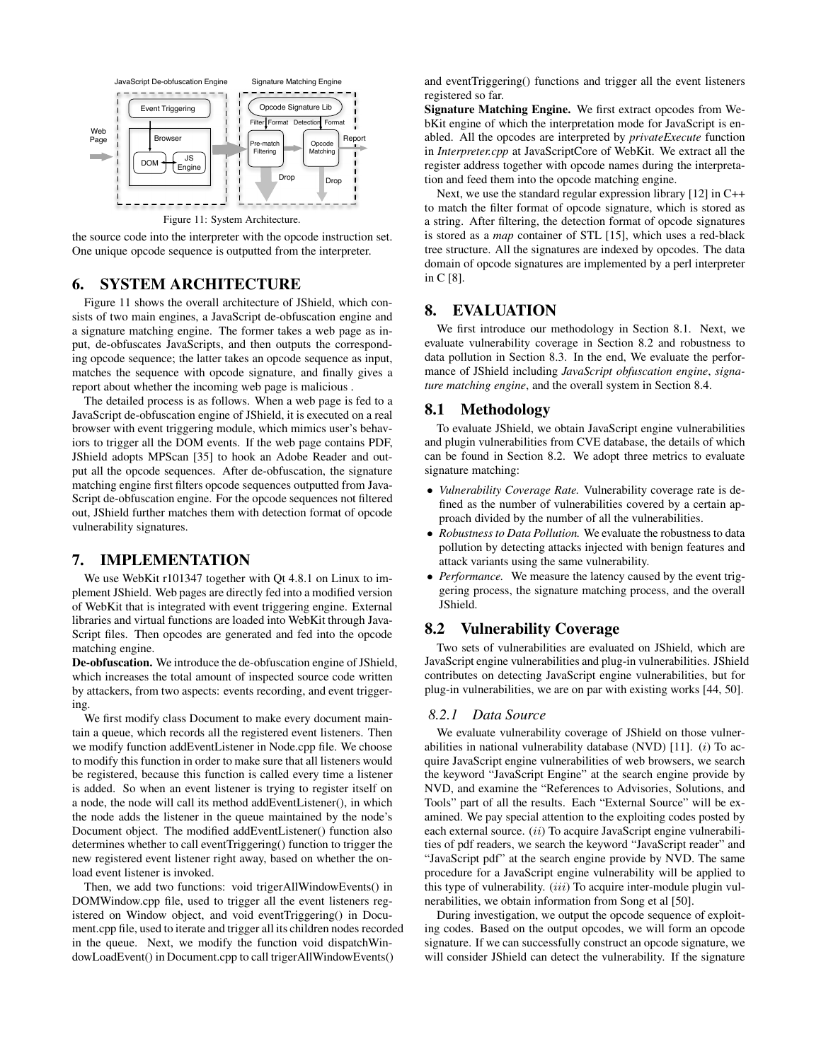JavaScript De-obfuscation Engine

Signature Matching Engine

Event Triggering

Opcode Signature Lib

Filter Format

Detection Format

Web Page

Browser

DOM

JS Engine

Pre-match Filtering

Opcode Matching

Report

Drop

Drop

Figure 11: System Architecture.

the source code into the interpreter with the opcode instruction set. One unique opcode sequence is outputted from the interpreter.

## 6. SYSTEM ARCHITECTURE

Figure 11 shows the overall architecture of JShield, which consists of two main engines, a JavaScript de-obfuscation engine and a signature matching engine. The former takes a web page as input, de-obfuscates JavaScripts, and then outputs the corresponding opcode sequence; the latter takes an opcode sequence as input, matches the sequence with opcode signature, and finally gives a report about whether the incoming web page is malicious .

The detailed process is as follows. When a web page is fed to a JavaScript de-obfuscation engine of JShield, it is executed on a real browser with event triggering module, which mimics user's behaviors to trigger all the DOM events. If the web page contains PDF, JShield adopts MPScan [35] to hook an Adobe Reader and output all the opcode sequences. After de-obfuscation, the signature matching engine first filters opcode sequences outputted from JavaScript de-obfuscation engine. For the opcode sequences not filtered out, JShield further matches them with detection format of opcode vulnerability signatures.

## 7. IMPLEMENTATION

We use WebKit r101347 together with Qt 4.8.1 on Linux to implement JShield. Web pages are directly fed into a modified version of WebKit that is integrated with event triggering engine. External libraries and virtual functions are loaded into WebKit through JavaScript files. Then opcodes are generated and fed into the opcode matching engine.

**De-obfuscation.** We introduce the de-obfuscation engine of JShield, which increases the total amount of inspected source code written by attackers, from two aspects: events recording, and event triggering.

We first modify class Document to make every document maintain a queue, which records all the registered event listeners. Then we modify function addEventListener in Node.cpp file. We choose to modify this function in order to make sure that all listeners would be registered, because this function is called every time a listener is added. So when an event listener is trying to register itself on a node, the node will call its method addEventListener(), in which the node adds the listener in the queue maintained by the node's Document object. The modified addEventListener() function also determines whether to call eventTriggering() function to trigger the new registered event listener right away, based on whether the onload event listener is invoked.

Then, we add two functions: void trigerAllWindowEvents() in DOMWindow.cpp file, used to trigger all the event listeners registered on Window object, and void eventTriggering() in Document.cpp file, used to iterate and trigger all its children nodes recorded in the queue. Next, we modify the function void dispatchWindowLoadEvent() in Document.cpp to call trigerAllWindowEvents() and eventTriggering() functions and trigger all the event listeners registered so far.

**Signature Matching Engine.** We first extract opcodes from WebKit engine of which the interpretation mode for JavaScript is enabled. All the opcodes are interpreted by *privateExecute* function in *Interpreter.cpp* at JavaScriptCore of WebKit. We extract all the register address together with opcode names during the interpretation and feed them into the opcode matching engine.

Next, we use the standard regular expression library [12] in C++ to match the filter format of opcode signature, which is stored as a string. After filtering, the detection format of opcode signatures is stored as a *map* container of STL [15], which uses a red-black tree structure. All the signatures are indexed by opcodes. The data domain of opcode signatures are implemented by a perl interpreter in C [8].

## 8. EVALUATION

We first introduce our methodology in Section 8.1. Next, we evaluate vulnerability coverage in Section 8.2 and robustness to data pollution in Section 8.3. In the end, We evaluate the performance of JShield including *JavaScript obfuscation engine*, *signature matching engine*, and the overall system in Section 8.4.

### 8.1 Methodology

To evaluate JShield, we obtain JavaScript engine vulnerabilities and plugin vulnerabilities from CVE database, the details of which can be found in Section 8.2. We adopt three metrics to evaluate signature matching:

- *Vulnerability Coverage Rate.* Vulnerability coverage rate is defined as the number of vulnerabilities covered by a certain approach divided by the number of all the vulnerabilities.
- *Robustness to Data Pollution.* We evaluate the robustness to data pollution by detecting attacks injected with benign features and attack variants using the same vulnerability.
- *Performance.* We measure the latency caused by the event triggering process, the signature matching process, and the overall JShield.

### 8.2 Vulnerability Coverage

Two sets of vulnerabilities are evaluated on JShield, which are JavaScript engine vulnerabilities and plug-in vulnerabilities. JShield contributes on detecting JavaScript engine vulnerabilities, but for plug-in vulnerabilities, we are on par with existing works [44, 50].

#### 8.2.1 Data Source

We evaluate vulnerability coverage of JShield on those vulnerabilities in national vulnerability database (NVD) [11]. (*i*) To acquire JavaScript engine vulnerabilities of web browsers, we search the keyword "JavaScript Engine" at the search engine provide by NVD, and examine the "References to Advisories, Solutions, and Tools" part of all the results. Each "External Source" will be examined. We pay special attention to the exploiting codes posted by each external source. (*ii*) To acquire JavaScript engine vulnerabilities of pdf readers, we search the keyword "JavaScript reader" and "JavaScript pdf" at the search engine provide by NVD. The same procedure for a JavaScript engine vulnerability will be applied to this type of vulnerability. (*iii*) To acquire inter-module plugin vulnerabilities, we obtain information from Song et al [50].

During investigation, we output the opcode sequence of exploiting codes. Based on the output opcodes, we will form an opcode signature. If we can successfully construct an opcode signature, we will consider JShield can detect the vulnerability. If the signature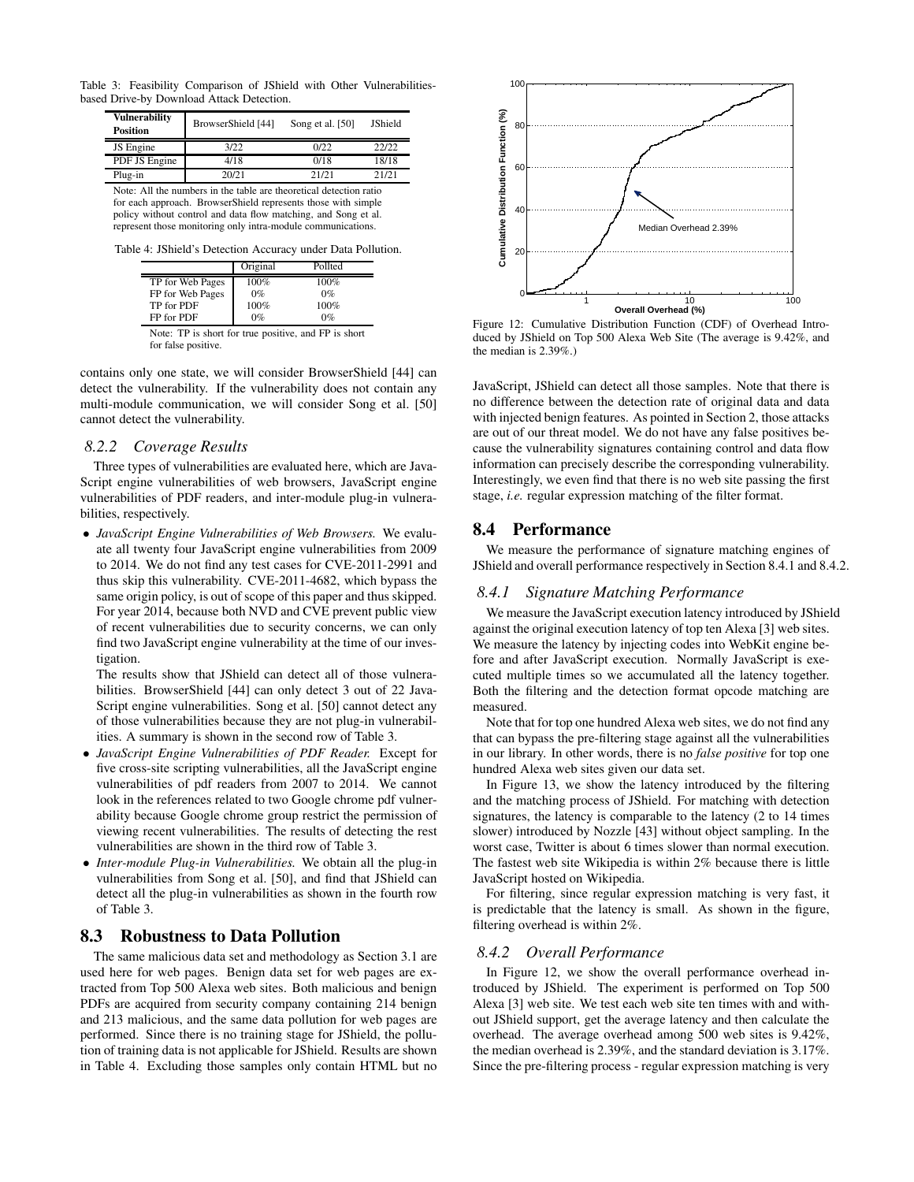Table 3: Feasibility Comparison of JShield with Other Vulnerabilities-based Drive-by Download Attack Detection.

| Vulnerability Position | BrowserShield [44] | Song et al. [50] | JShield |
|---|---|---|---|
| JS Engine | 3/22 | 0/22 | 22/22 |
| PDF JS Engine | 4/18 | 0/18 | 18/18 |
| Plug-in | 20/21 | 21/21 | 21/21 |

Note: All the numbers in the table are theoretical detection ratio for each approach. BrowserShield represents those with simple policy without control and data flow matching, and Song et al. represent those monitoring only intra-module communications.

Table 4: JShield's Detection Accuracy under Data Pollution.

| | Original | Pollted |
|---|---|---|
| TP for Web Pages | 100% | 100% |
| FP for Web Pages | 0% | 0% |
| TP for PDF | 100% | 100% |
| FP for PDF | 0% | 0% |

Note: TP is short for true positive, and FP is short for false positive.

contains only one state, we will consider BrowserShield [44] can detect the vulnerability. If the vulnerability does not contain any multi-module communication, we will consider Song et al. [50] cannot detect the vulnerability.

### 8.2.2 Coverage Results

Three types of vulnerabilities are evaluated here, which are JavaScript engine vulnerabilities of web browsers, JavaScript engine vulnerabilities of PDF readers, and inter-module plug-in vulnerabilities, respectively.

- *JavaScript Engine Vulnerabilities of Web Browsers.* We evaluate all twenty four JavaScript engine vulnerabilities from 2009 to 2014. We do not find any test cases for CVE-2011-2991 and thus skip this vulnerability. CVE-2011-4682, which bypass the same origin policy, is out of scope of this paper and thus skipped. For year 2014, because both NVD and CVE prevent public view of recent vulnerabilities due to security concerns, we can only find two JavaScript engine vulnerability at the time of our investigation.

  The results show that JShield can detect all of those vulnerabilities. BrowserShield [44] can only detect 3 out of 22 JavaScript engine vulnerabilities. Song et al. [50] cannot detect any of those vulnerabilities because they are not plug-in vulnerabilities. A summary is shown in the second row of Table 3.
- *JavaScript Engine Vulnerabilities of PDF Reader.* Except for five cross-site scripting vulnerabilities, all the JavaScript engine vulnerabilities of pdf readers from 2007 to 2014. We cannot look in the references related to two Google chrome pdf vulnerability because Google chrome group restrict the permission of viewing recent vulnerabilities. The results of detecting the rest vulnerabilities are shown in the third row of Table 3.
- *Inter-module Plug-in Vulnerabilities.* We obtain all the plug-in vulnerabilities from Song et al. [50], and find that JShield can detect all the plug-in vulnerabilities as shown in the fourth row of Table 3.

## 8.3 Robustness to Data Pollution

The same malicious data set and methodology as Section 3.1 are used here for web pages. Benign data set for web pages are extracted from Top 500 Alexa web sites. Both malicious and benign PDFs are acquired from security company containing 214 benign and 213 malicious, and the same data pollution for web pages are performed. Since there is no training stage for JShield, the pollution of training data is not applicable for JShield. Results are shown in Table 4. Excluding those samples only contain HTML but no JavaScript, JShield can detect all those samples. Note that there is no difference between the detection rate of original data and data with injected benign features. As pointed in Section 2, those attacks are out of our threat model. We do not have any false positives because the vulnerability signatures containing control and data flow information can precisely describe the corresponding vulnerability. Interestingly, we even find that there is no web site passing the first stage, *i.e.* regular expression matching of the filter format.

Figure 12: Cumulative Distribution Function (CDF) of Overhead Introduced by JShield on Top 500 Alexa Web Site (The average is 9.42%, and the median is 2.39%.)

## 8.4 Performance

We measure the performance of signature matching engines of JShield and overall performance respectively in Section 8.4.1 and 8.4.2.

### 8.4.1 Signature Matching Performance

We measure the JavaScript execution latency introduced by JShield against the original execution latency of top ten Alexa [3] web sites. We measure the latency by injecting codes into WebKit engine before and after JavaScript execution. Normally JavaScript is executed multiple times so we accumulated all the latency together. Both the filtering and the detection format opcode matching are measured.

Note that for top one hundred Alexa web sites, we do not find any that can bypass the pre-filtering stage against all the vulnerabilities in our library. In other words, there is no *false positive* for top one hundred Alexa web sites given our data set.

In Figure 13, we show the latency introduced by the filtering and the matching process of JShield. For matching with detection signatures, the latency is comparable to the latency (2 to 14 times slower) introduced by Nozzle [43] without object sampling. In the worst case, Twitter is about 6 times slower than normal execution. The fastest web site Wikipedia is within 2% because there is little JavaScript hosted on Wikipedia.

For filtering, since regular expression matching is very fast, it is predictable that the latency is small. As shown in the figure, filtering overhead is within 2%.

### 8.4.2 Overall Performance

In Figure 12, we show the overall performance overhead introduced by JShield. The experiment is performed on Top 500 Alexa [3] web site. We test each web site ten times with and without JShield support, get the average latency and then calculate the overhead. The average overhead among 500 web sites is 9.42%, the median overhead is 2.39%, and the standard deviation is 3.17%. Since the pre-filtering process - regular expression matching is very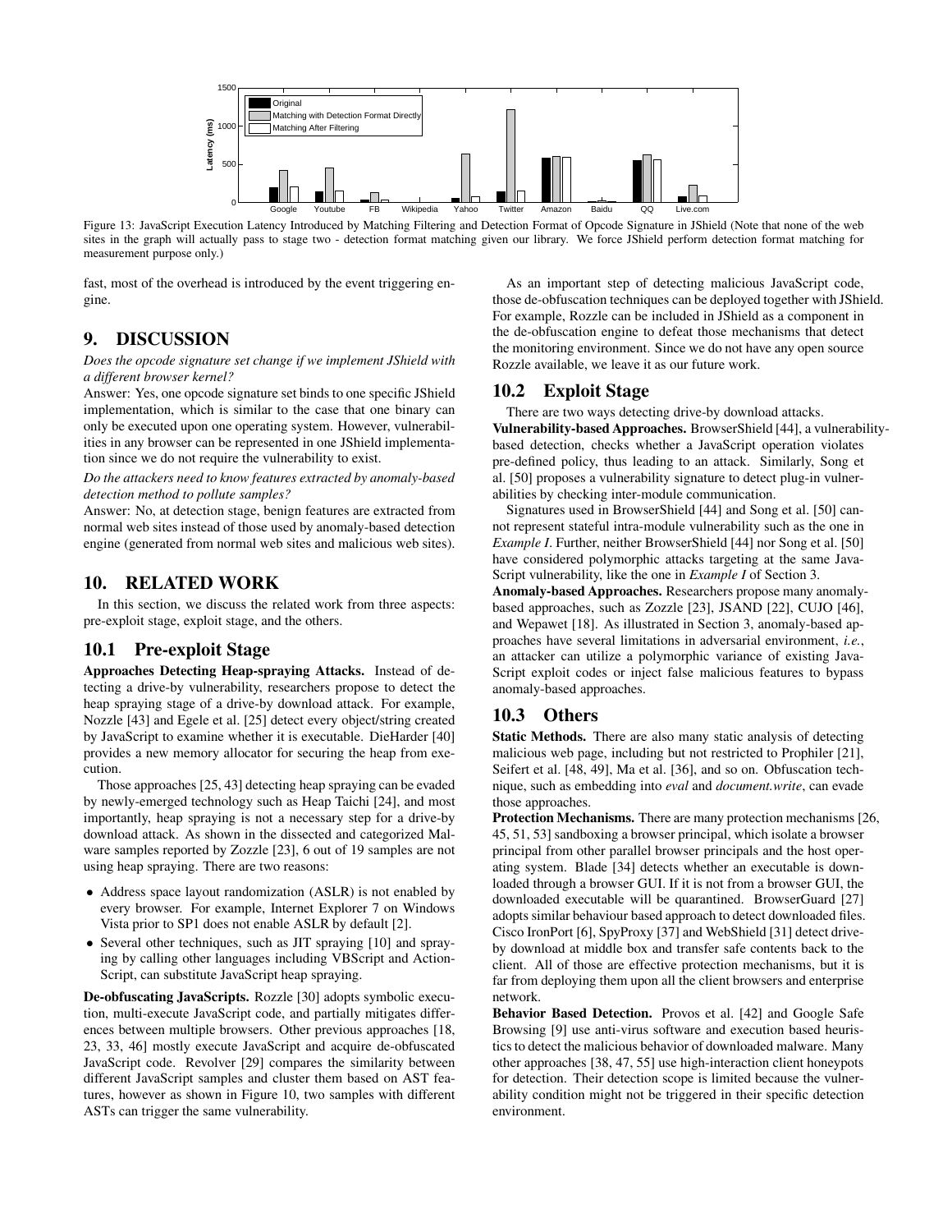Figure 13: JavaScript Execution Latency Introduced by Matching Filtering and Detection Format of Opcode Signature in JShield (Note that none of the web sites in the graph will actually pass to stage two - detection format matching given our library. We force JShield perform detection format matching for measurement purpose only.)

fast, most of the overhead is introduced by the event triggering engine.

## 9. DISCUSSION

*Does the opcode signature set change if we implement JShield with a different browser kernel?*

Answer: Yes, one opcode signature set binds to one specific JShield implementation, which is similar to the case that one binary can only be executed upon one operating system. However, vulnerabilities in any browser can be represented in one JShield implementation since we do not require the vulnerability to exist.

*Do the attackers need to know features extracted by anomaly-based detection method to pollute samples?*

Answer: No, at detection stage, benign features are extracted from normal web sites instead of those used by anomaly-based detection engine (generated from normal web sites and malicious web sites).

## 10. RELATED WORK

In this section, we discuss the related work from three aspects: pre-exploit stage, exploit stage, and the others.

### 10.1 Pre-exploit Stage

**Approaches Detecting Heap-spraying Attacks.** Instead of detecting a drive-by vulnerability, researchers propose to detect the heap spraying stage of a drive-by download attack. For example, Nozzle [43] and Egele et al. [25] detect every object/string created by JavaScript to examine whether it is executable. DieHarder [40] provides a new memory allocator for securing the heap from execution.

Those approaches [25, 43] detecting heap spraying can be evaded by newly-emerged technology such as Heap Taichi [24], and most importantly, heap spraying is not a necessary step for a drive-by download attack. As shown in the dissected and categorized Malware samples reported by Zozzle [23], 6 out of 19 samples are not using heap spraying. There are two reasons:

- Address space layout randomization (ASLR) is not enabled by every browser. For example, Internet Explorer 7 on Windows Vista prior to SP1 does not enable ASLR by default [2].
- Several other techniques, such as JIT spraying [10] and spraying by calling other languages including VBScript and ActionScript, can substitute JavaScript heap spraying.

**De-obfuscating JavaScripts.** Rozzle [30] adopts symbolic execution, multi-execute JavaScript code, and partially mitigates differences between multiple browsers. Other previous approaches [18, 23, 33, 46] mostly execute JavaScript and acquire de-obfuscated JavaScript code. Revolver [29] compares the similarity between different JavaScript samples and cluster them based on AST features, however as shown in Figure 10, two samples with different ASTs can trigger the same vulnerability.

As an important step of detecting malicious JavaScript code, those de-obfuscation techniques can be deployed together with JShield. For example, Rozzle can be included in JShield as a component in the de-obfuscation engine to defeat those mechanisms that detect the monitoring environment. Since we do not have any open source Rozzle available, we leave it as our future work.

### 10.2 Exploit Stage

There are two ways detecting drive-by download attacks.

**Vulnerability-based Approaches.** BrowserShield [44], a vulnerability-based detection, checks whether a JavaScript operation violates pre-defined policy, thus leading to an attack. Similarly, Song et al. [50] proposes a vulnerability signature to detect plug-in vulnerabilities by checking inter-module communication.

Signatures used in BrowserShield [44] and Song et al. [50] cannot represent stateful intra-module vulnerability such as the one in *Example I*. Further, neither BrowserShield [44] nor Song et al. [50] have considered polymorphic attacks targeting at the same JavaScript vulnerability, like the one in *Example I* of Section 3.

**Anomaly-based Approaches.** Researchers propose many anomaly-based approaches, such as Zozzle [23], JSAND [22], CUJO [46], and Wepawet [18]. As illustrated in Section 3, anomaly-based approaches have several limitations in adversarial environment, *i.e.*, an attacker can utilize a polymorphic variance of existing JavaScript exploit codes or inject false malicious features to bypass anomaly-based approaches.

### 10.3 Others

**Static Methods.** There are also many static analysis of detecting malicious web page, including but not restricted to Prophiler [21], Seifert et al. [48, 49], Ma et al. [36], and so on. Obfuscation technique, such as embedding into *eval* and *document.write*, can evade those approaches.

**Protection Mechanisms.** There are many protection mechanisms [26, 45, 51, 53] sandboxing a browser principal, which isolate a browser principal from other parallel browser principals and the host operating system. Blade [34] detects whether an executable is downloaded through a browser GUI. If it is not from a browser GUI, the downloaded executable will be quarantined. BrowserGuard [27] adopts similar behaviour based approach to detect downloaded files. Cisco IronPort [6], SpyProxy [37] and WebShield [31] detect drive-by download at middle box and transfer safe contents back to the client. All of those are effective protection mechanisms, but it is far from deploying them upon all the client browsers and enterprise network.

**Behavior Based Detection.** Provos et al. [42] and Google Safe Browsing [9] use anti-virus software and execution based heuristics to detect the malicious behavior of downloaded malware. Many other approaches [38, 47, 55] use high-interaction client honeypots for detection. Their detection scope is limited because the vulnerability condition might not be triggered in their specific detection environment.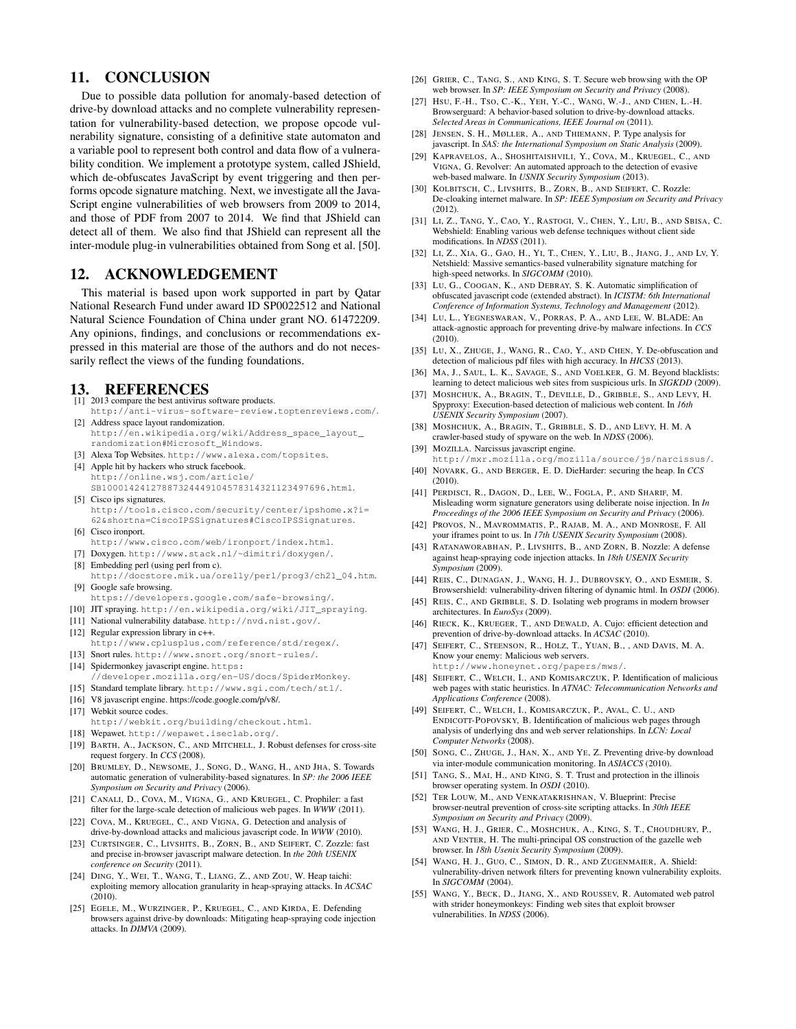## 11. CONCLUSION

Due to possible data pollution for anomaly-based detection of drive-by download attacks and no complete vulnerability representation for vulnerability-based detection, we propose opcode vulnerability signature, consisting of a definitive state automaton and a variable pool to represent both control and data flow of a vulnerability condition. We implement a prototype system, called JShield, which de-obfuscates JavaScript by event triggering and then performs opcode signature matching. Next, we investigate all the JavaScript engine vulnerabilities of web browsers from 2009 to 2014, and those of PDF from 2007 to 2014. We find that JShield can detect all of them. We also find that JShield can represent all the inter-module plug-in vulnerabilities obtained from Song et al. [50].

## 12. ACKNOWLEDGEMENT

This material is based upon work supported in part by Qatar National Research Fund under award ID SP0022512 and National Natural Science Foundation of China under grant NO. 61472209. Any opinions, findings, and conclusions or recommendations expressed in this material are those of the authors and do not necessarily reflect the views of the funding foundations.

## 13. REFERENCES

- [1] 2013 compare the best antivirus software products. http://anti-virus-software-review.toptenreviews.com/.
- [2] Address space layout randomization. http://en.wikipedia.org/wiki/Address_space_layout_randomization#Microsoft_Windows.
- [3] Alexa Top Websites. http://www.alexa.com/topsites.
- [4] Apple hit by hackers who struck facebook. http://online.wsj.com/article/SB10001424127887324449104578314321123497696.html.
- [5] Cisco ips signatures. http://tools.cisco.com/security/center/ipshome.x?i=62&shortna=CiscoIPSSignatures#CiscoIPSSignatures.
- [6] Cisco ironport. http://www.cisco.com/web/ironport/index.html.
- [7] Doxygen. http://www.stack.nl/~dimitri/doxygen/.
- [8] Embedding perl (using perl from c). http://docstore.mik.ua/orelly/perl/prog3/ch21_04.htm.
- [9] Google safe browsing. https://developers.google.com/safe-browsing/.
- [10] JIT spraying. http://en.wikipedia.org/wiki/JIT_spraying.
- [11] National vulnerability database. http://nvd.nist.gov/.
- [12] Regular expression library in c++. http://www.cplusplus.com/reference/std/regex/.
- [13] Snort rules. http://www.snort.org/snort-rules/.
- [14] Spidermonkey javascript engine. https://developer.mozilla.org/en-US/docs/SpiderMonkey.
- [15] Standard template library. http://www.sgi.com/tech/stl/.
- [16] V8 javascript engine. https://code.google.com/p/v8/.
- [17] Webkit source codes. http://webkit.org/building/checkout.html.
- [18] Wepawet. http://wepawet.iseclab.org/.
- [19] Barth, A., Jackson, C., and Mitchell, J. Robust defenses for cross-site request forgery. In *CCS* (2008).
- [20] Brumley, D., Newsome, J., Song, D., Wang, H., and Jha, S. Towards automatic generation of vulnerability-based signatures. In *SP: the 2006 IEEE Symposium on Security and Privacy* (2006).
- [21] Canali, D., Cova, M., Vigna, G., and Kruegel, C. Prophiler: a fast filter for the large-scale detection of malicious web pages. In *WWW* (2011).
- [22] Cova, M., Kruegel, C., and Vigna, G. Detection and analysis of drive-by-download attacks and malicious javascript code. In *WWW* (2010).
- [23] Curtsinger, C., Livshits, B., Zorn, B., and Seifert, C. Zozzle: fast and precise in-browser javascript malware detection. In *the 20th USENIX conference on Security* (2011).
- [24] Ding, Y., Wei, T., Wang, T., Liang, Z., and Zou, W. Heap taichi: exploiting memory allocation granularity in heap-spraying attacks. In *ACSAC* (2010).
- [25] Egele, M., Wurzinger, P., Kruegel, C., and Kirda, E. Defending browsers against drive-by downloads: Mitigating heap-spraying code injection attacks. In *DIMVA* (2009).
- [26] Grier, C., Tang, S., and King, S. T. Secure web browsing with the OP web browser. In *SP: IEEE Symposium on Security and Privacy* (2008).
- [27] Hsu, F.-H., Tso, C.-K., Yeh, Y.-C., Wang, W.-J., and Chen, L.-H. Browserguard: A behavior-based solution to drive-by-download attacks. *Selected Areas in Communications, IEEE Journal on* (2011).
- [28] Jensen, S. H., Møller, A., and Thiemann, P. Type analysis for javascript. In *SAS: the International Symposium on Static Analysis* (2009).
- [29] Kapravelos, A., Shoshitaishvili, Y., Cova, M., Kruegel, C., and Vigna, G. Revolver: An automated approach to the detection of evasive web-based malware. In *USNIX Security Symposium* (2013).
- [30] Kolbitsch, C., Livshits, B., Zorn, B., and Seifert, C. Rozzle: De-cloaking internet malware. In *SP: IEEE Symposium on Security and Privacy* (2012).
- [31] Li, Z., Tang, Y., Cao, Y., Rastogi, V., Chen, Y., Liu, B., and Sbisa, C. Webshield: Enabling various web defense techniques without client side modifications. In *NDSS* (2011).
- [32] Li, Z., Xia, G., Gao, H., Yi, T., Chen, Y., Liu, B., Jiang, J., and Lv, Y. Netshield: Massive semantics-based vulnerability signature matching for high-speed networks. In *SIGCOMM* (2010).
- [33] Lu, G., Coogan, K., and Debray, S. K. Automatic simplification of obfuscated javascript code (extended abstract). In *ICISTM: 6th International Conference of Information Systems, Technology and Management* (2012).
- [34] Lu, L., Yegneswaran, V., Porras, P. A., and Lee, W. BLADE: An attack-agnostic approach for preventing drive-by malware infections. In *CCS* (2010).
- [35] Lu, X., Zhuge, J., Wang, R., Cao, Y., and Chen, Y. De-obfuscation and detection of malicious pdf files with high accuracy. In *HICSS* (2013).
- [36] Ma, J., Saul, L. K., Savage, S., and Voelker, G. M. Beyond blacklists: learning to detect malicious web sites from suspicious urls. In *SIGKDD* (2009).
- [37] Moshchuk, A., Bragin, T., Deville, D., Gribble, S., and Levy, H. Spyproxy: Execution-based detection of malicious web content. In *16th USENIX Security Symposium* (2007).
- [38] Moshchuk, A., Bragin, T., Gribble, S. D., and Levy, H. M. A crawler-based study of spyware on the web. In *NDSS* (2006).
- [39] Mozilla. Narcissus javascript engine. http://mxr.mozilla.org/mozilla/source/js/narcissus/.
- [40] Novark, G., and Berger, E. D. DieHarder: securing the heap. In *CCS* (2010).
- [41] Perdisci, R., Dagon, D., Lee, W., Fogla, P., and Sharif, M. Misleading worm signature generators using deliberate noise injection. In *In Proceedings of the 2006 IEEE Symposium on Security and Privacy* (2006).
- [42] Provos, N., Mavrommatis, P., Rajab, M. A., and Monrose, F. All your iframes point to us. In *17th USENIX Security Symposium* (2008).
- [43] Ratanaworabhan, P., Livshits, B., and Zorn, B. Nozzle: A defense against heap-spraying code injection attacks. In *18th USENIX Security Symposium* (2009).
- [44] Reis, C., Dunagan, J., Wang, H. J., Dubrovsky, O., and Esmeir, S. Browsershield: vulnerability-driven filtering of dynamic html. In *OSDI* (2006).
- [45] Reis, C., and Gribble, S. D. Isolating web programs in modern browser architectures. In *EuroSys* (2009).
- [46] Rieck, K., Krueger, T., and Dewald, A. Cujo: efficient detection and prevention of drive-by-download attacks. In *ACSAC* (2010).
- [47] Seifert, C., Steenson, R., Holz, T., Yuan, B., , and Davis, M. A. Know your enemy: Malicious web servers. http://www.honeynet.org/papers/mws/.
- [48] Seifert, C., Welch, I., and Komisarczuk, P. Identification of malicious web pages with static heuristics. In *ATNAC: Telecommunication Networks and Applications Conference* (2008).
- [49] Seifert, C., Welch, I., Komisarczuk, P., Aval, C. U., and Endicott-Popovsky, B. Identification of malicious web pages through analysis of underlying dns and web server relationships. In *LCN: Local Computer Networks* (2008).
- [50] Song, C., Zhuge, J., Han, X., and Ye, Z. Preventing drive-by download via inter-module communication monitoring. In *ASIACCS* (2010).
- [51] Tang, S., Mai, H., and King, S. T. Trust and protection in the illinois browser operating system. In *OSDI* (2010).
- [52] Ter Louw, M., and Venkatakrishnan, V. Blueprint: Precise browser-neutral prevention of cross-site scripting attacks. In *30th IEEE Symposium on Security and Privacy* (2009).
- [53] Wang, H. J., Grier, C., Moshchuk, A., King, S. T., Choudhury, P., and Venter, H. The multi-principal OS construction of the gazelle web browser. In *18th Usenix Security Symposium* (2009).
- [54] Wang, H. J., Guo, C., Simon, D. R., and Zugenmaier, A. Shield: vulnerability-driven network filters for preventing known vulnerability exploits. In *SIGCOMM* (2004).
- [55] Wang, Y., Beck, D., Jiang, X., and Roussev, R. Automated web patrol with strider honeymonkeys: Finding web sites that exploit browser vulnerabilities. In *NDSS* (2006).